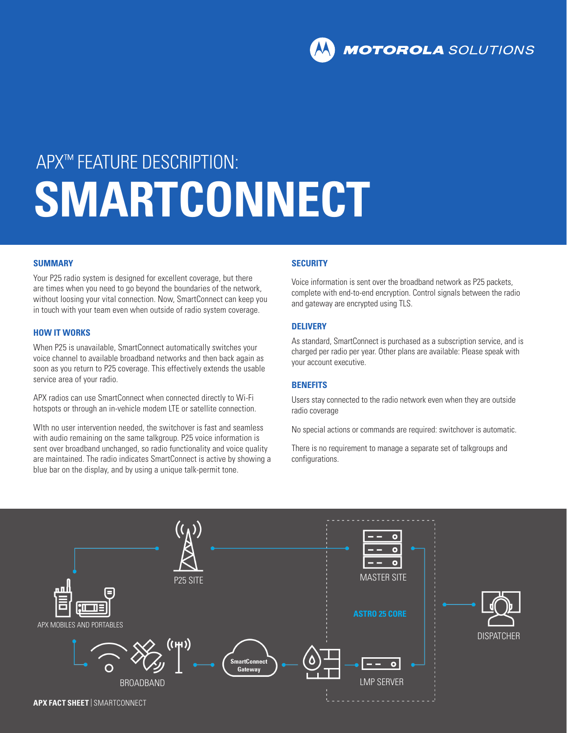# APX™ FEATURE DESCRIPTION:

# SMARTCONNECT

## SUMMARY

Your P25 radio system is designed for excellent coverage, but there are times when you need to go beyond the boundaries of the network, without loosing your vital connection. Now, SmartConnect can keep you in touch with your team even when outside of radio system coverage.

## HOW IT WORKS

When P25 is unavailable, SmartConnect automatically switches your voice channel to available broadband networks and then back again as soon as you return to P25 coverage. This effectively extends the usable service area of your radio.

APX radios can use SmartConnect when connected directly to Wi-Fi hotspots or through an in-vehicle modem LTE or satellite connection.

WIth no user intervention needed, the switchover is fast and seamless with audio remaining on the same talkgroup. P25 voice information is sent over broadband unchanged, so radio functionality and voice quality are maintained. The radio indicates SmartConnect is active by showing a blue bar on the display, and by using a unique talk-permit tone.

## SECURITY

Voice information is sent over the broadband network as P25 packets, complete with end-to-end encryption. Control signals between the radio and gateway are encrypted using TLS.

## DELIVERY

As standard, SmartConnect is purchased as a subscription service, and is charged per radio per year. Other plans are available: Please speak with your account executive.

## BENEFITS

Users stay connected to the radio network even when they are outside radio coverage

No special actions or commands are required: switchover is automatic.

There is no requirement to manage a separate set of talkgroups and configurations.

P25 SITE

MASTER SITE

APX MOBILES AND PORTABLES

ASTRO 25 CORE

DISPATCHER

SmartConnect Gateway

BROADBAND

LMP SERVER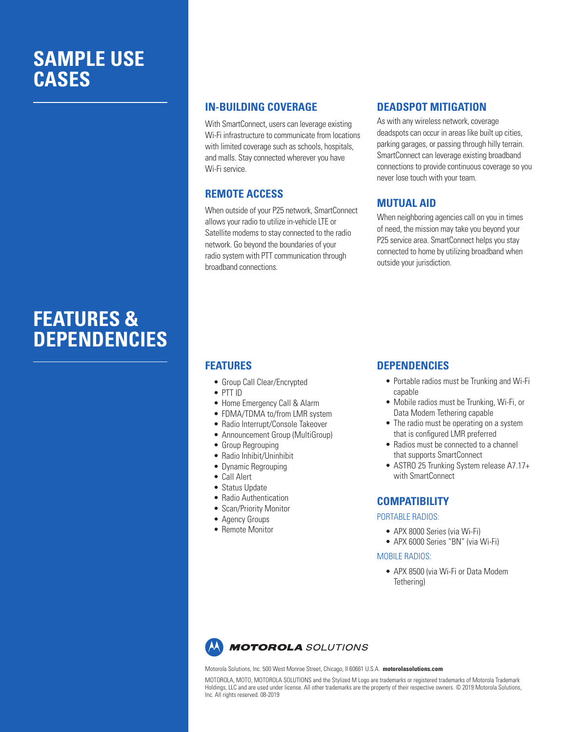# SAMPLE USE CASES

## IN-BUILDING COVERAGE

With SmartConnect, users can leverage existing Wi-Fi infrastructure to communicate from locations with limited coverage such as schools, hospitals, and malls. Stay connected wherever you have Wi-Fi service.

## REMOTE ACCESS

When outside of your P25 network, SmartConnect allows your radio to utilize in-vehicle LTE or Satellite modems to stay connected to the radio network. Go beyond the boundaries of your radio system with PTT communication through broadband connections.

## DEADSPOT MITIGATION

As with any wireless network, coverage deadspots can occur in areas like built up cities, parking garages, or passing through hilly terrain. SmartConnect can leverage existing broadband connections to provide continuous coverage so you never lose touch with your team.

## MUTUAL AID

When neighboring agencies call on you in times of need, the mission may take you beyond your P25 service area. SmartConnect helps you stay connected to home by utilizing broadband when outside your jurisdiction.

# FEATURES & DEPENDENCIES

## FEATURES

- Group Call Clear/Encrypted
- PTT ID
- Home Emergency Call & Alarm
- FDMA/TDMA to/from LMR system
- Radio Interrupt/Console Takeover
- Announcement Group (MultiGroup)
- Group Regrouping
- Radio Inhibit/Uninhibit
- Dynamic Regrouping
- Call Alert
- Status Update
- Radio Authentication
- Scan/Priority Monitor
- Agency Groups
- Remote Monitor

## DEPENDENCIES

- Portable radios must be Trunking and Wi-Fi capable
- Mobile radios must be Trunking, Wi-Fi, or Data Modem Tethering capable
- The radio must be operating on a system that is configured LMR preferred
- Radios must be connected to a channel that supports SmartConnect
- ASTRO 25 Trunking System release A7.17+ with SmartConnect

## COMPATIBILITY

PORTABLE RADIOS:

- APX 8000 Series (via Wi-Fi)
- APX 6000 Series "BN" (via Wi-Fi)

MOBILE RADIOS:

- APX 8500 (via Wi-Fi or Data Modem Tethering)

**MOTOROLA** SOLUTIONS

Motorola Solutions, Inc. 500 West Monroe Street, Chicago, Il 60661 U.S.A. **motorolasolutions.com**

MOTOROLA, MOTO, MOTOROLA SOLUTIONS and the Stylized M Logo are trademarks or registered trademarks of Motorola Trademark Holdings, LLC and are used under license. All other trademarks are the property of their respective owners. © 2019 Motorola Solutions, Inc. All rights reserved. 08-2019